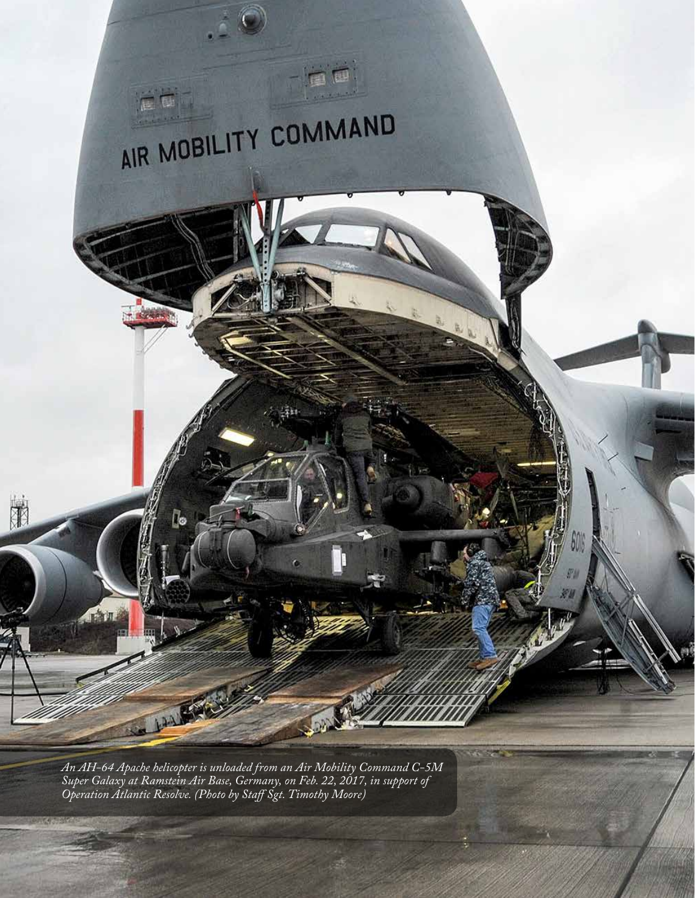*An AH-64 Apache helicopter is unloaded from an Air Mobility Command C-5M Super Galaxy at Ramstein Air Base, Germany, on Feb. 22, 2017, in support of Operation Atlantic Resolve. (Photo by Staff Sgt. Timothy Moore)*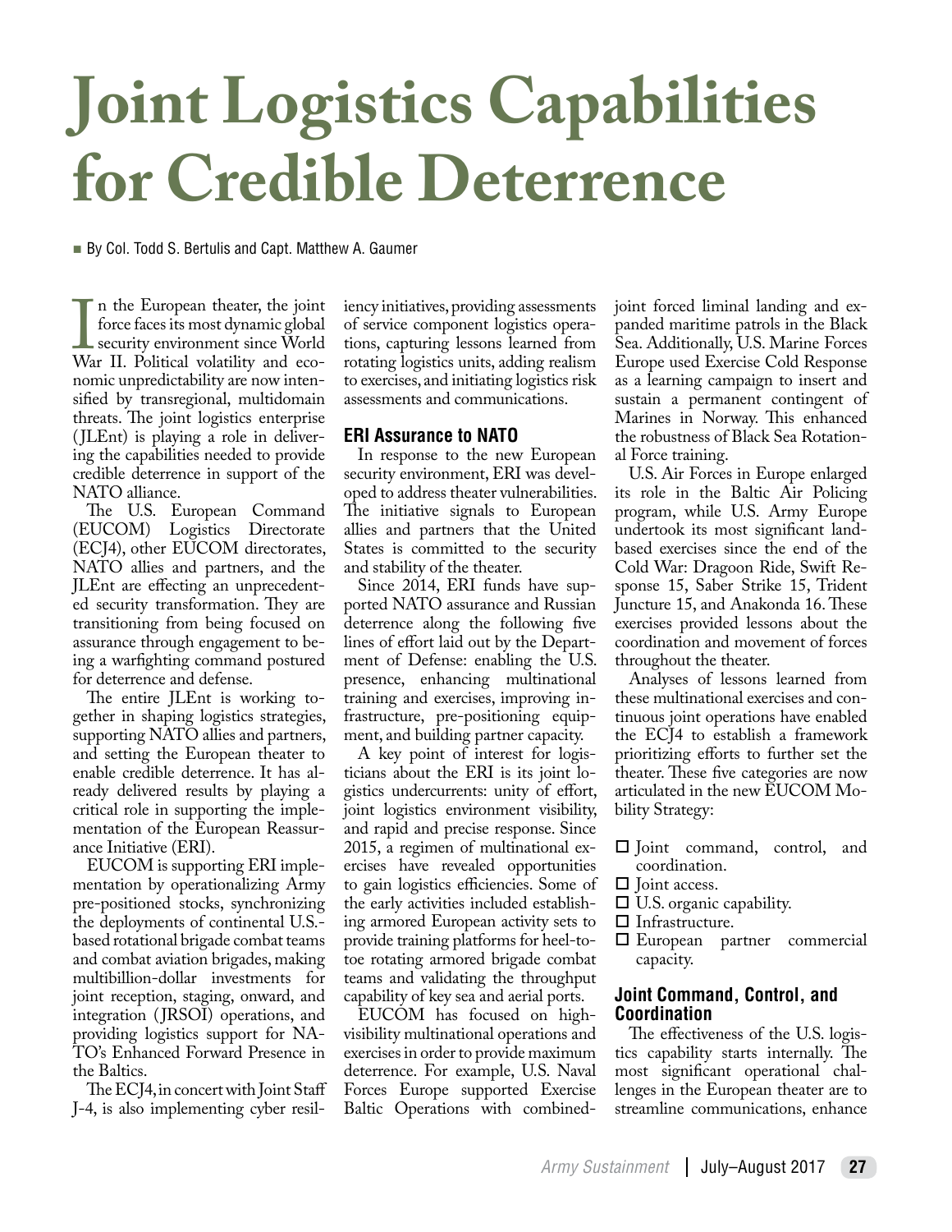# Joint Logistics Capabilities for Credible Deterrence

■ By Col. Todd S. Bertulis and Capt. Matthew A. Gaumer

In the European theater, the joint force faces its most dynamic global security environment since World War II. Political volatility and economic unpredictability are now intensified by transregional, multidomain threats. The joint logistics enterprise (JLEnt) is playing a role in delivering the capabilities needed to provide credible deterrence in support of the NATO alliance.

The U.S. European Command (EUCOM) Logistics Directorate (ECJ4), other EUCOM directorates, NATO allies and partners, and the JLEnt are effecting an unprecedented security transformation. They are transitioning from being focused on assurance through engagement to being a warfighting command postured for deterrence and defense.

The entire JLEnt is working together in shaping logistics strategies, supporting NATO allies and partners, and setting the European theater to enable credible deterrence. It has already delivered results by playing a critical role in supporting the implementation of the European Reassurance Initiative (ERI).

EUCOM is supporting ERI implementation by operationalizing Army pre-positioned stocks, synchronizing the deployments of continental U.S.-based rotational brigade combat teams and combat aviation brigades, making multibillion-dollar investments for joint reception, staging, onward, and integration (JRSOI) operations, and providing logistics support for NATO's Enhanced Forward Presence in the Baltics.

The ECJ4, in concert with Joint Staff J-4, is also implementing cyber resiliency initiatives, providing assessments of service component logistics operations, capturing lessons learned from rotating logistics units, adding realism to exercises, and initiating logistics risk assessments and communications.

## ERI Assurance to NATO

In response to the new European security environment, ERI was developed to address theater vulnerabilities. The initiative signals to European allies and partners that the United States is committed to the security and stability of the theater.

Since 2014, ERI funds have supported NATO assurance and Russian deterrence along the following five lines of effort laid out by the Department of Defense: enabling the U.S. presence, enhancing multinational training and exercises, improving infrastructure, pre-positioning equipment, and building partner capacity.

A key point of interest for logisticians about the ERI is its joint logistics undercurrents: unity of effort, joint logistics environment visibility, and rapid and precise response. Since 2015, a regimen of multinational exercises have revealed opportunities to gain logistics efficiencies. Some of the early activities included establishing armored European activity sets to provide training platforms for heel-to-toe rotating armored brigade combat teams and validating the throughput capability of key sea and aerial ports.

EUCOM has focused on high-visibility multinational operations and exercises in order to provide maximum deterrence. For example, U.S. Naval Forces Europe supported Exercise Baltic Operations with combined-joint forced liminal landing and expanded maritime patrols in the Black Sea. Additionally, U.S. Marine Forces Europe used Exercise Cold Response as a learning campaign to insert and sustain a permanent contingent of Marines in Norway. This enhanced the robustness of Black Sea Rotational Force training.

U.S. Air Forces in Europe enlarged its role in the Baltic Air Policing program, while U.S. Army Europe undertook its most significant land-based exercises since the end of the Cold War: Dragoon Ride, Swift Response 15, Saber Strike 15, Trident Juncture 15, and Anakonda 16. These exercises provided lessons about the coordination and movement of forces throughout the theater.

Analyses of lessons learned from these multinational exercises and continuous joint operations have enabled the ECJ4 to establish a framework prioritizing efforts to further set the theater. These five categories are now articulated in the new EUCOM Mobility Strategy:

- Joint command, control, and coordination.
- Joint access.
- U.S. organic capability.
- Infrastructure.
- European partner commercial capacity.

## Joint Command, Control, and Coordination

The effectiveness of the U.S. logistics capability starts internally. The most significant operational challenges in the European theater are to streamline communications, enhance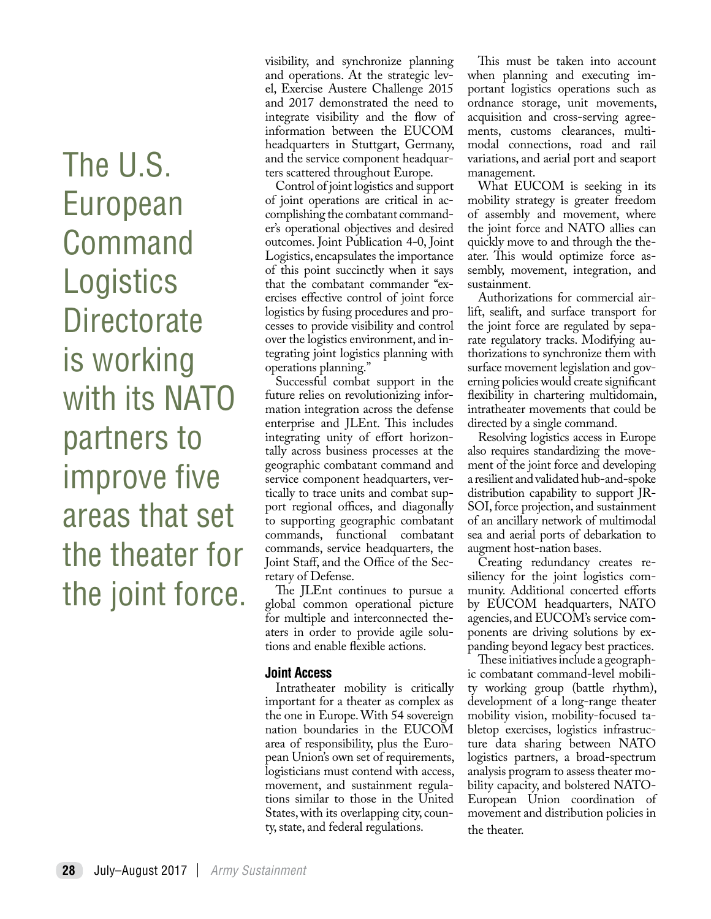> The U.S. European Command Logistics Directorate is working with its NATO partners to improve five areas that set the theater for the joint force.

visibility, and synchronize planning and operations. At the strategic level, Exercise Austere Challenge 2015 and 2017 demonstrated the need to integrate visibility and the flow of information between the EUCOM headquarters in Stuttgart, Germany, and the service component headquarters scattered throughout Europe.

Control of joint logistics and support of joint operations are critical in accomplishing the combatant commander's operational objectives and desired outcomes. Joint Publication 4-0, Joint Logistics, encapsulates the importance of this point succinctly when it says that the combatant commander "exercises effective control of joint force logistics by fusing procedures and processes to provide visibility and control over the logistics environment, and integrating joint logistics planning with operations planning."

Successful combat support in the future relies on revolutionizing information integration across the defense enterprise and JLEnt. This includes integrating unity of effort horizontally across business processes at the geographic combatant command and service component headquarters, vertically to trace units and combat support regional offices, and diagonally to supporting geographic combatant commands, functional combatant commands, service headquarters, the Joint Staff, and the Office of the Secretary of Defense.

The JLEnt continues to pursue a global common operational picture for multiple and interconnected theaters in order to provide agile solutions and enable flexible actions.

### Joint Access

Intratheater mobility is critically important for a theater as complex as the one in Europe. With 54 sovereign nation boundaries in the EUCOM area of responsibility, plus the European Union's own set of requirements, logisticians must contend with access, movement, and sustainment regulations similar to those in the United States, with its overlapping city, county, state, and federal regulations.

This must be taken into account when planning and executing important logistics operations such as ordnance storage, unit movements, acquisition and cross-serving agreements, customs clearances, multimodal connections, road and rail variations, and aerial port and seaport management.

What EUCOM is seeking in its mobility strategy is greater freedom of assembly and movement, where the joint force and NATO allies can quickly move to and through the theater. This would optimize force assembly, movement, integration, and sustainment.

Authorizations for commercial airlift, sealift, and surface transport for the joint force are regulated by separate regulatory tracks. Modifying authorizations to synchronize them with surface movement legislation and governing policies would create significant flexibility in chartering multidomain, intratheater movements that could be directed by a single command.

Resolving logistics access in Europe also requires standardizing the movement of the joint force and developing a resilient and validated hub-and-spoke distribution capability to support JRSOI, force projection, and sustainment of an ancillary network of multimodal sea and aerial ports of debarkation to augment host-nation bases.

Creating redundancy creates resiliency for the joint logistics community. Additional concerted efforts by EUCOM headquarters, NATO agencies, and EUCOM's service components are driving solutions by expanding beyond legacy best practices.

These initiatives include a geographic combatant command-level mobility working group (battle rhythm), development of a long-range theater mobility vision, mobility-focused tabletop exercises, logistics infrastructure data sharing between NATO logistics partners, a broad-spectrum analysis program to assess theater mobility capacity, and bolstered NATO-European Union coordination of movement and distribution policies in the theater.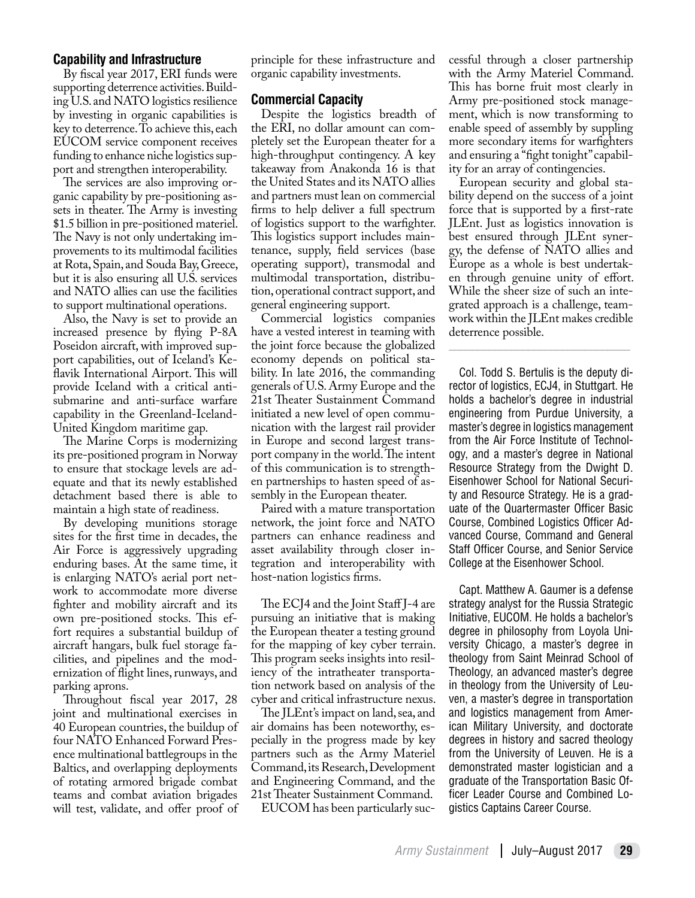## Capability and Infrastructure

By fiscal year 2017, ERI funds were supporting deterrence activities. Building U.S. and NATO logistics resilience by investing in organic capabilities is key to deterrence. To achieve this, each EUCOM service component receives funding to enhance niche logistics support and strengthen interoperability.

The services are also improving organic capability by pre-positioning assets in theater. The Army is investing $1.5 billion in pre-positioned materiel. The Navy is not only undertaking improvements to its multimodal facilities at Rota, Spain, and Souda Bay, Greece, but it is also ensuring all U.S. services and NATO allies can use the facilities to support multinational operations.

Also, the Navy is set to provide an increased presence by flying P-8A Poseidon aircraft, with improved support capabilities, out of Iceland's Keflavik International Airport. This will provide Iceland with a critical antisubmarine and anti-surface warfare capability in the Greenland-Iceland-United Kingdom maritime gap.

The Marine Corps is modernizing its pre-positioned program in Norway to ensure that stockage levels are adequate and that its newly established detachment based there is able to maintain a high state of readiness.

By developing munitions storage sites for the first time in decades, the Air Force is aggressively upgrading enduring bases. At the same time, it is enlarging NATO's aerial port network to accommodate more diverse fighter and mobility aircraft and its own pre-positioned stocks. This effort requires a substantial buildup of aircraft hangars, bulk fuel storage facilities, and pipelines and the modernization of flight lines, runways, and parking aprons.

Throughout fiscal year 2017, 28 joint and multinational exercises in 40 European countries, the buildup of four NATO Enhanced Forward Presence multinational battlegroups in the Baltics, and overlapping deployments of rotating armored brigade combat teams and combat aviation brigades will test, validate, and offer proof of principle for these infrastructure and organic capability investments.

## Commercial Capacity

Despite the logistics breadth of the ERI, no dollar amount can completely set the European theater for a high-throughput contingency. A key takeaway from Anakonda 16 is that the United States and its NATO allies and partners must lean on commercial firms to help deliver a full spectrum of logistics support to the warfighter. This logistics support includes maintenance, supply, field services (base operating support), transmodal and multimodal transportation, distribution, operational contract support, and general engineering support.

Commercial logistics companies have a vested interest in teaming with the joint force because the globalized economy depends on political stability. In late 2016, the commanding generals of U.S. Army Europe and the 21st Theater Sustainment Command initiated a new level of open communication with the largest rail provider in Europe and second largest transport company in the world. The intent of this communication is to strengthen partnerships to hasten speed of assembly in the European theater.

Paired with a mature transportation network, the joint force and NATO partners can enhance readiness and asset availability through closer integration and interoperability with host-nation logistics firms.

The ECJ4 and the Joint Staff J-4 are pursuing an initiative that is making the European theater a testing ground for the mapping of key cyber terrain. This program seeks insights into resiliency of the intratheater transportation network based on analysis of the cyber and critical infrastructure nexus.

The JLEnt's impact on land, sea, and air domains has been noteworthy, especially in the progress made by key partners such as the Army Materiel Command, its Research, Development and Engineering Command, and the 21st Theater Sustainment Command.

EUCOM has been particularly successful through a closer partnership with the Army Materiel Command. This has borne fruit most clearly in Army pre-positioned stock management, which is now transforming to enable speed of assembly by suppling more secondary items for warfighters and ensuring a "fight tonight" capability for an array of contingencies.

European security and global stability depend on the success of a joint force that is supported by a first-rate JLEnt. Just as logistics innovation is best ensured through JLEnt synergy, the defense of NATO allies and Europe as a whole is best undertaken through genuine unity of effort. While the sheer size of such an integrated approach is a challenge, teamwork within the JLEnt makes credible deterrence possible.

---

Col. Todd S. Bertulis is the deputy director of logistics, ECJ4, in Stuttgart. He holds a bachelor's degree in industrial engineering from Purdue University, a master's degree in logistics management from the Air Force Institute of Technology, and a master's degree in National Resource Strategy from the Dwight D. Eisenhower School for National Security and Resource Strategy. He is a graduate of the Quartermaster Officer Basic Course, Combined Logistics Officer Advanced Course, Command and General Staff Officer Course, and Senior Service College at the Eisenhower School.

Capt. Matthew A. Gaumer is a defense strategy analyst for the Russia Strategic Initiative, EUCOM. He holds a bachelor's degree in philosophy from Loyola University Chicago, a master's degree in theology from Saint Meinrad School of Theology, an advanced master's degree in theology from the University of Leuven, a master's degree in transportation and logistics management from American Military University, and doctorate degrees in history and sacred theology from the University of Leuven. He is a demonstrated master logistician and a graduate of the Transportation Basic Officer Leader Course and Combined Logistics Captains Career Course.